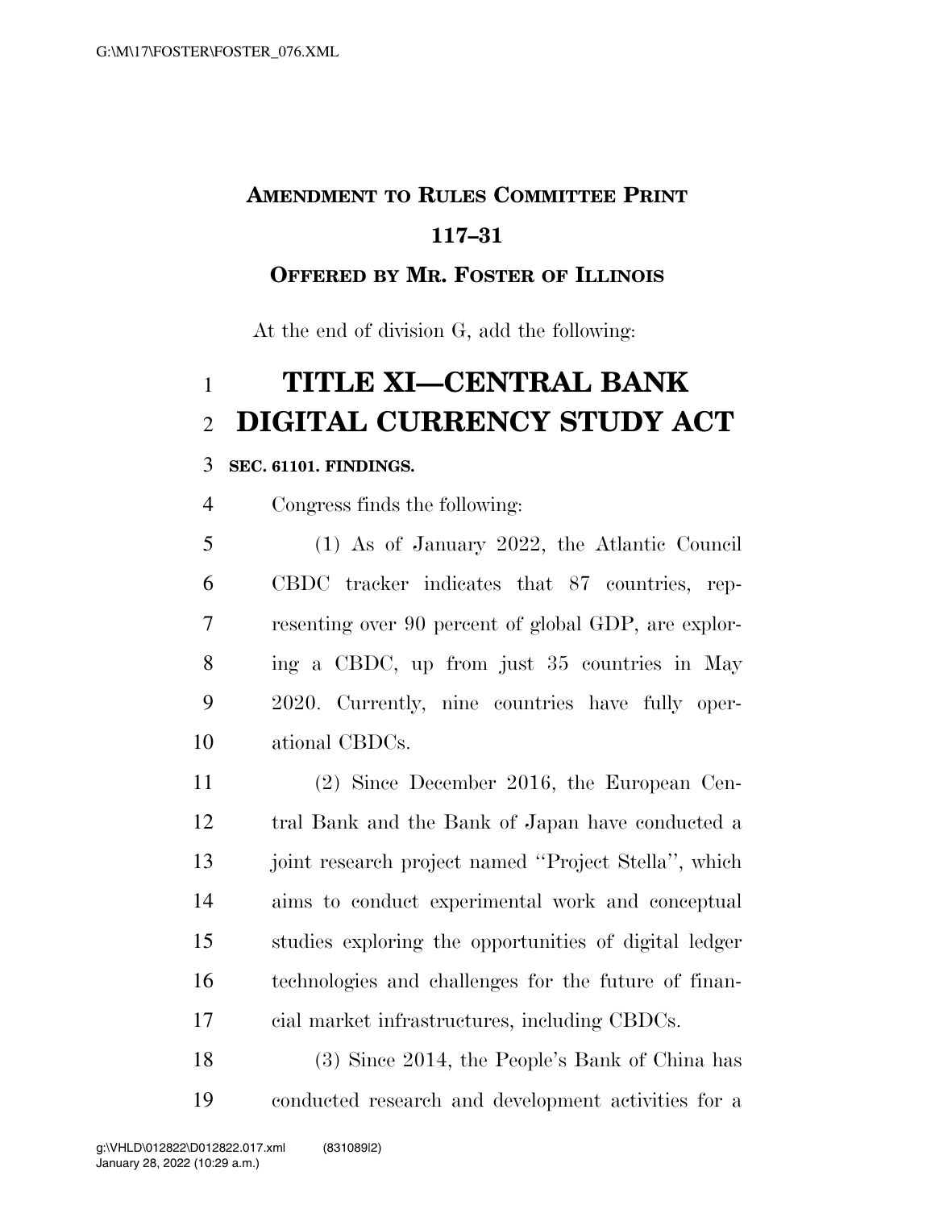**AMENDMENT TO RULES COMMITTEE PRINT 117–31**

**OFFERED BY MR. FOSTER OF ILLINOIS**

At the end of division G, add the following:

# TITLE XI—CENTRAL BANK DIGITAL CURRENCY STUDY ACT

**SEC. 61101. FINDINGS.**

Congress finds the following:

(1) As of January 2022, the Atlantic Council CBDC tracker indicates that 87 countries, representing over 90 percent of global GDP, are exploring a CBDC, up from just 35 countries in May 2020. Currently, nine countries have fully operational CBDCs.

(2) Since December 2016, the European Central Bank and the Bank of Japan have conducted a joint research project named ''Project Stella'', which aims to conduct experimental work and conceptual studies exploring the opportunities of digital ledger technologies and challenges for the future of financial market infrastructures, including CBDCs.

(3) Since 2014, the People's Bank of China has conducted research and development activities for a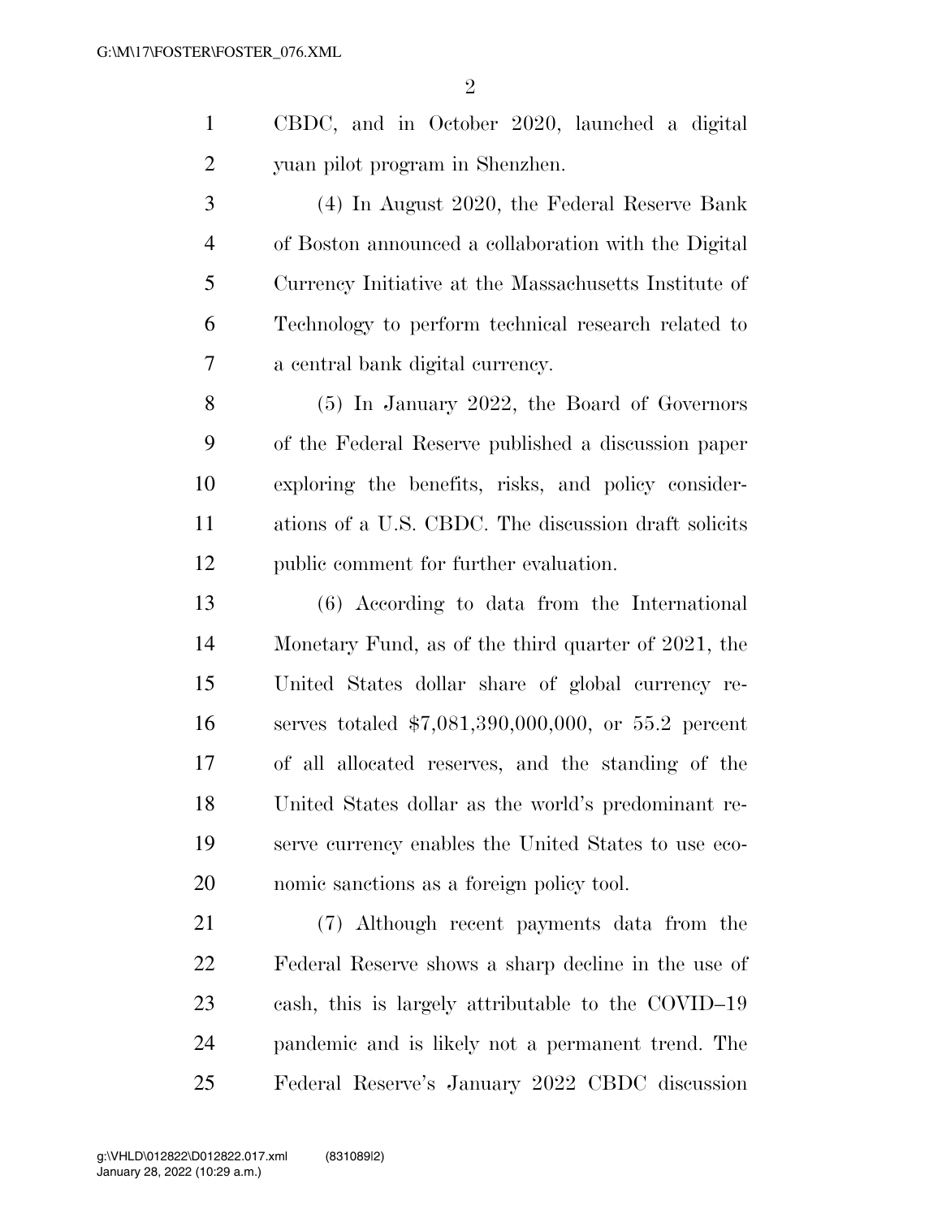CBDC, and in October 2020, launched a digital yuan pilot program in Shenzhen.

(4) In August 2020, the Federal Reserve Bank of Boston announced a collaboration with the Digital Currency Initiative at the Massachusetts Institute of Technology to perform technical research related to a central bank digital currency.

(5) In January 2022, the Board of Governors of the Federal Reserve published a discussion paper exploring the benefits, risks, and policy considerations of a U.S. CBDC. The discussion draft solicits public comment for further evaluation.

(6) According to data from the International Monetary Fund, as of the third quarter of 2021, the United States dollar share of global currency reserves totaled $7,081,390,000,000, or 55.2 percent of all allocated reserves, and the standing of the United States dollar as the world's predominant reserve currency enables the United States to use economic sanctions as a foreign policy tool.

(7) Although recent payments data from the Federal Reserve shows a sharp decline in the use of cash, this is largely attributable to the COVID–19 pandemic and is likely not a permanent trend. The Federal Reserve's January 2022 CBDC discussion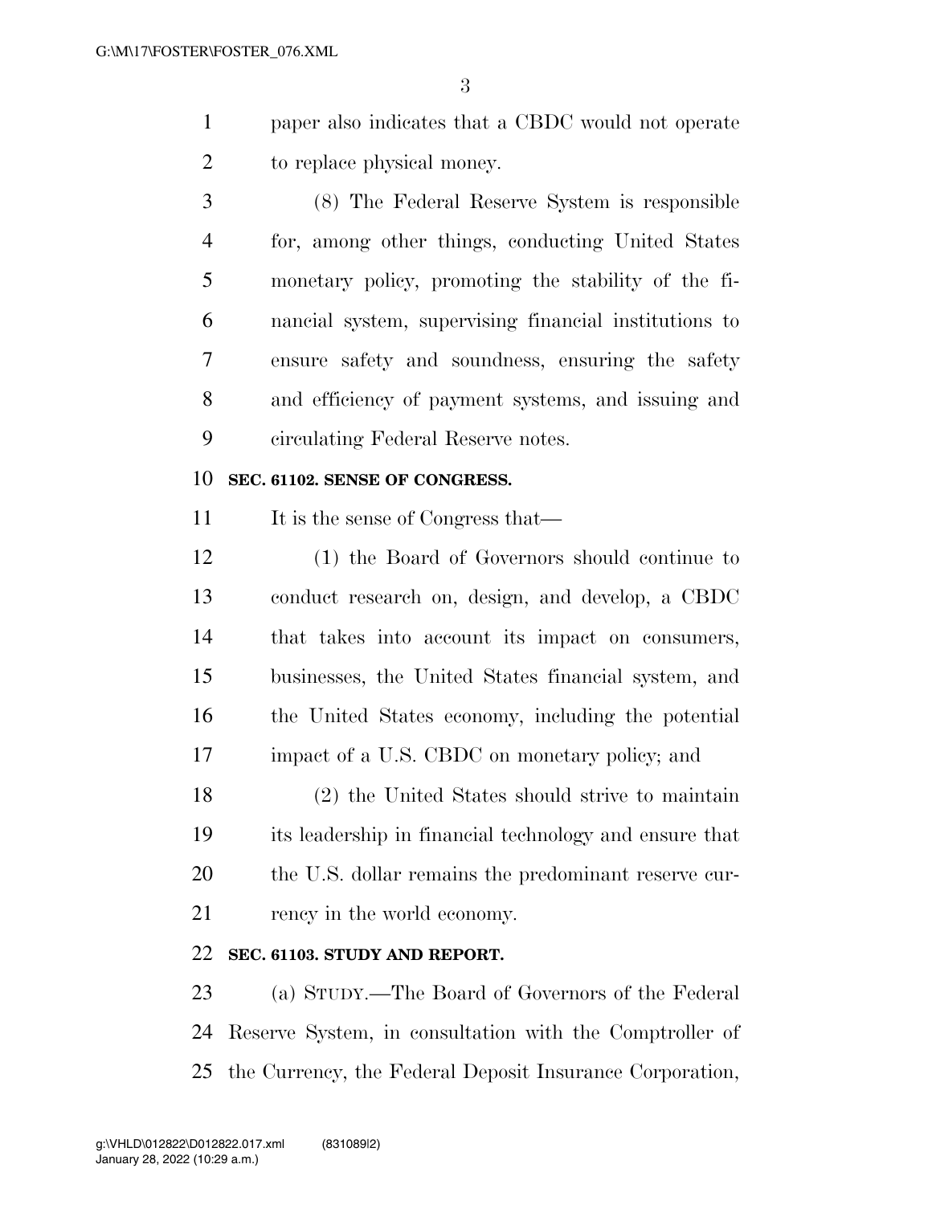paper also indicates that a CBDC would not operate to replace physical money.

(8) The Federal Reserve System is responsible for, among other things, conducting United States monetary policy, promoting the stability of the financial system, supervising financial institutions to ensure safety and soundness, ensuring the safety and efficiency of payment systems, and issuing and circulating Federal Reserve notes.

**SEC. 61102. SENSE OF CONGRESS.**

It is the sense of Congress that—

(1) the Board of Governors should continue to conduct research on, design, and develop, a CBDC that takes into account its impact on consumers, businesses, the United States financial system, and the United States economy, including the potential impact of a U.S. CBDC on monetary policy; and

(2) the United States should strive to maintain its leadership in financial technology and ensure that the U.S. dollar remains the predominant reserve currency in the world economy.

**SEC. 61103. STUDY AND REPORT.**

(a) STUDY.—The Board of Governors of the Federal Reserve System, in consultation with the Comptroller of the Currency, the Federal Deposit Insurance Corporation,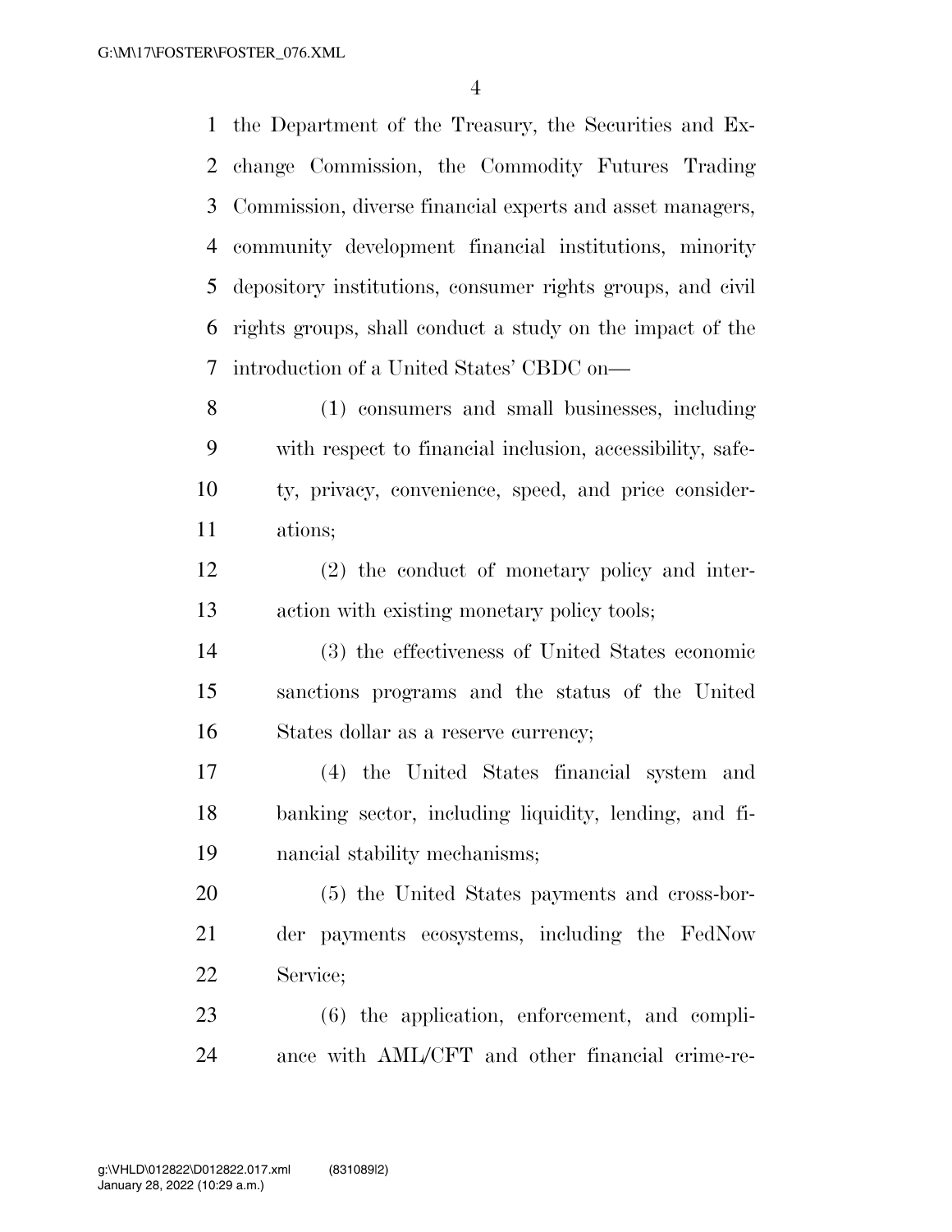the Department of the Treasury, the Securities and Exchange Commission, the Commodity Futures Trading Commission, diverse financial experts and asset managers, community development financial institutions, minority depository institutions, consumer rights groups, and civil rights groups, shall conduct a study on the impact of the introduction of a United States' CBDC on—

(1) consumers and small businesses, including with respect to financial inclusion, accessibility, safety, privacy, convenience, speed, and price considerations;

(2) the conduct of monetary policy and interaction with existing monetary policy tools;

(3) the effectiveness of United States economic sanctions programs and the status of the United States dollar as a reserve currency;

(4) the United States financial system and banking sector, including liquidity, lending, and financial stability mechanisms;

(5) the United States payments and cross-border payments ecosystems, including the FedNow Service;

(6) the application, enforcement, and compliance with AML/CFT and other financial crime-re-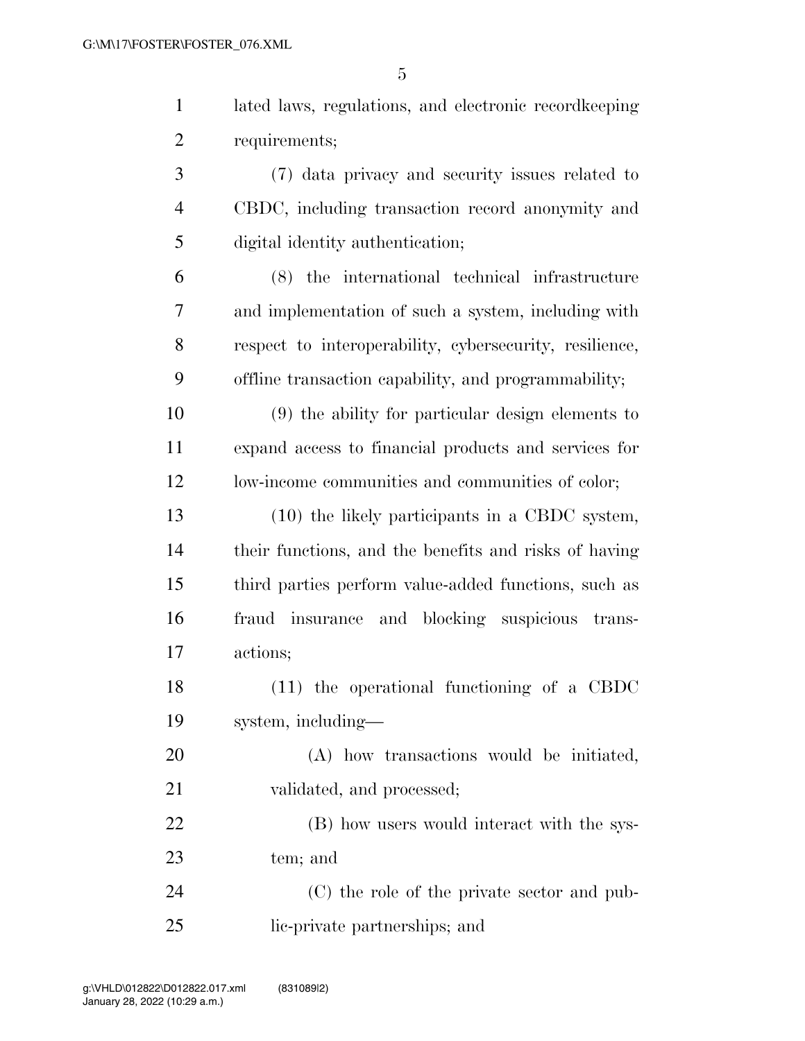lated laws, regulations, and electronic recordkeeping requirements;

(7) data privacy and security issues related to CBDC, including transaction record anonymity and digital identity authentication;

(8) the international technical infrastructure and implementation of such a system, including with respect to interoperability, cybersecurity, resilience, offline transaction capability, and programmability;

(9) the ability for particular design elements to expand access to financial products and services for low-income communities and communities of color;

(10) the likely participants in a CBDC system, their functions, and the benefits and risks of having third parties perform value-added functions, such as fraud insurance and blocking suspicious transactions;

(11) the operational functioning of a CBDC system, including—

(A) how transactions would be initiated, validated, and processed;

(B) how users would interact with the system; and

(C) the role of the private sector and public-private partnerships; and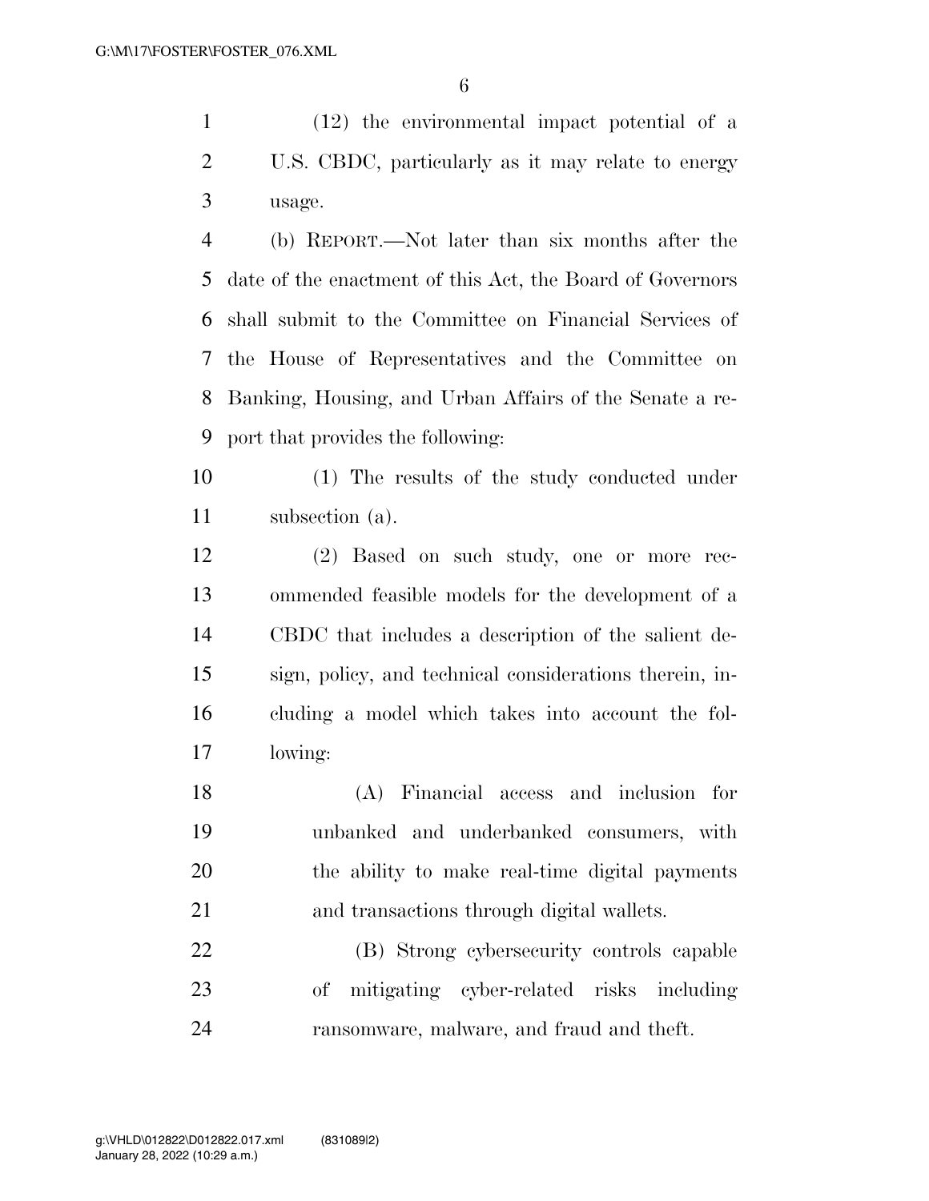(12) the environmental impact potential of a U.S. CBDC, particularly as it may relate to energy usage.

(b) REPORT.—Not later than six months after the date of the enactment of this Act, the Board of Governors shall submit to the Committee on Financial Services of the House of Representatives and the Committee on Banking, Housing, and Urban Affairs of the Senate a report that provides the following:

(1) The results of the study conducted under subsection (a).

(2) Based on such study, one or more recommended feasible models for the development of a CBDC that includes a description of the salient design, policy, and technical considerations therein, including a model which takes into account the following:

(A) Financial access and inclusion for unbanked and underbanked consumers, with the ability to make real-time digital payments and transactions through digital wallets.

(B) Strong cybersecurity controls capable of mitigating cyber-related risks including ransomware, malware, and fraud and theft.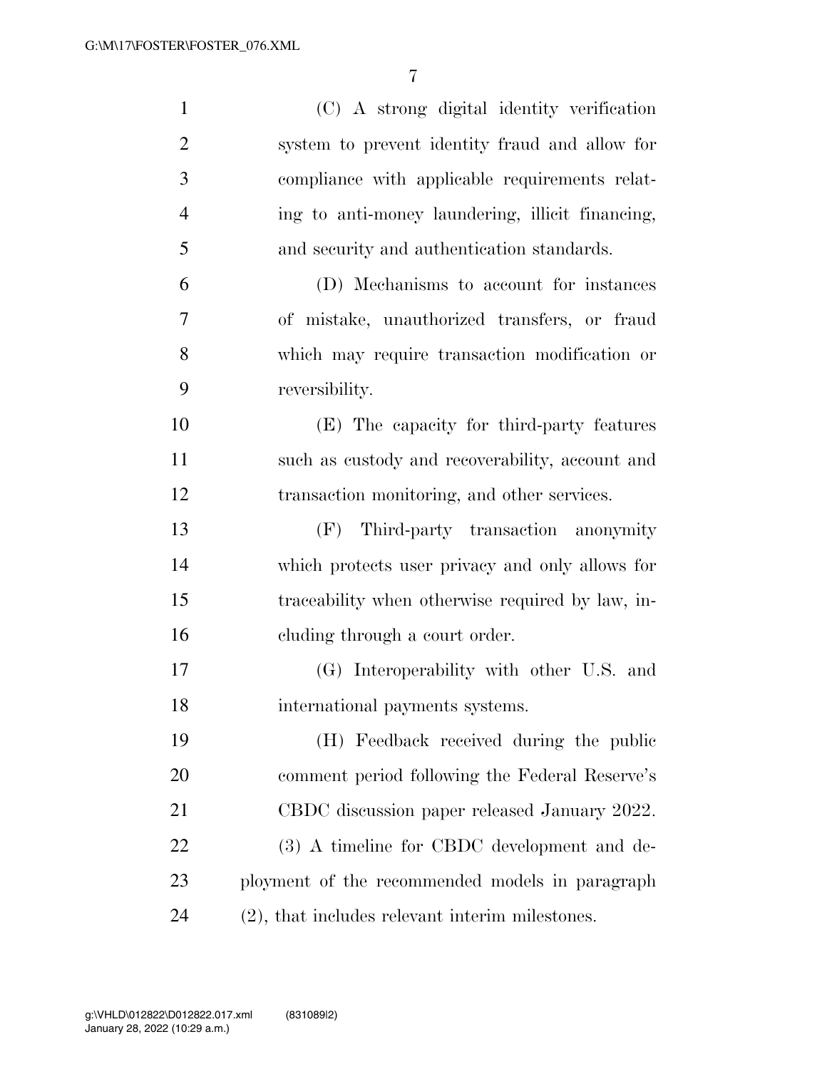(C) A strong digital identity verification system to prevent identity fraud and allow for compliance with applicable requirements relating to anti-money laundering, illicit financing, and security and authentication standards.

(D) Mechanisms to account for instances of mistake, unauthorized transfers, or fraud which may require transaction modification or reversibility.

(E) The capacity for third-party features such as custody and recoverability, account and transaction monitoring, and other services.

(F) Third-party transaction anonymity which protects user privacy and only allows for traceability when otherwise required by law, including through a court order.

(G) Interoperability with other U.S. and international payments systems.

(H) Feedback received during the public comment period following the Federal Reserve's CBDC discussion paper released January 2022.

(3) A timeline for CBDC development and deployment of the recommended models in paragraph (2), that includes relevant interim milestones.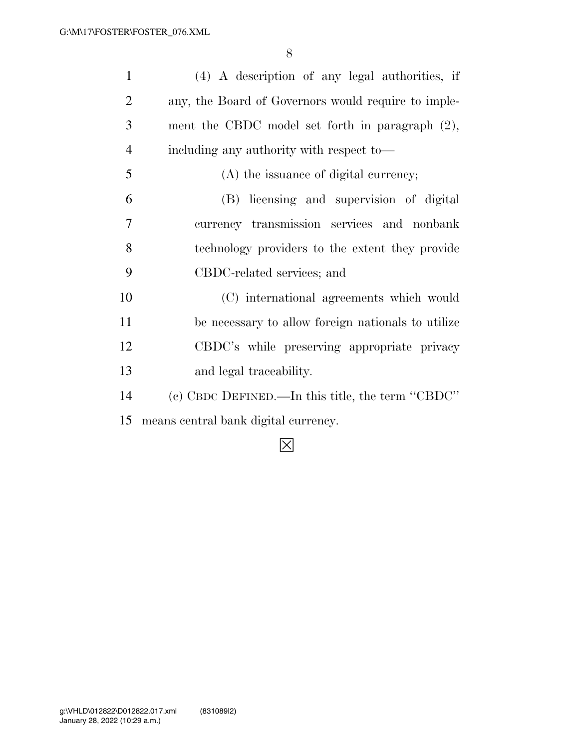(4) A description of any legal authorities, if any, the Board of Governors would require to implement the CBDC model set forth in paragraph (2), including any authority with respect to—

(A) the issuance of digital currency;

(B) licensing and supervision of digital currency transmission services and nonbank technology providers to the extent they provide CBDC-related services; and

(C) international agreements which would be necessary to allow foreign nationals to utilize CBDC's while preserving appropriate privacy and legal traceability.

(c) CBDC DEFINED.—In this title, the term ''CBDC'' means central bank digital currency.